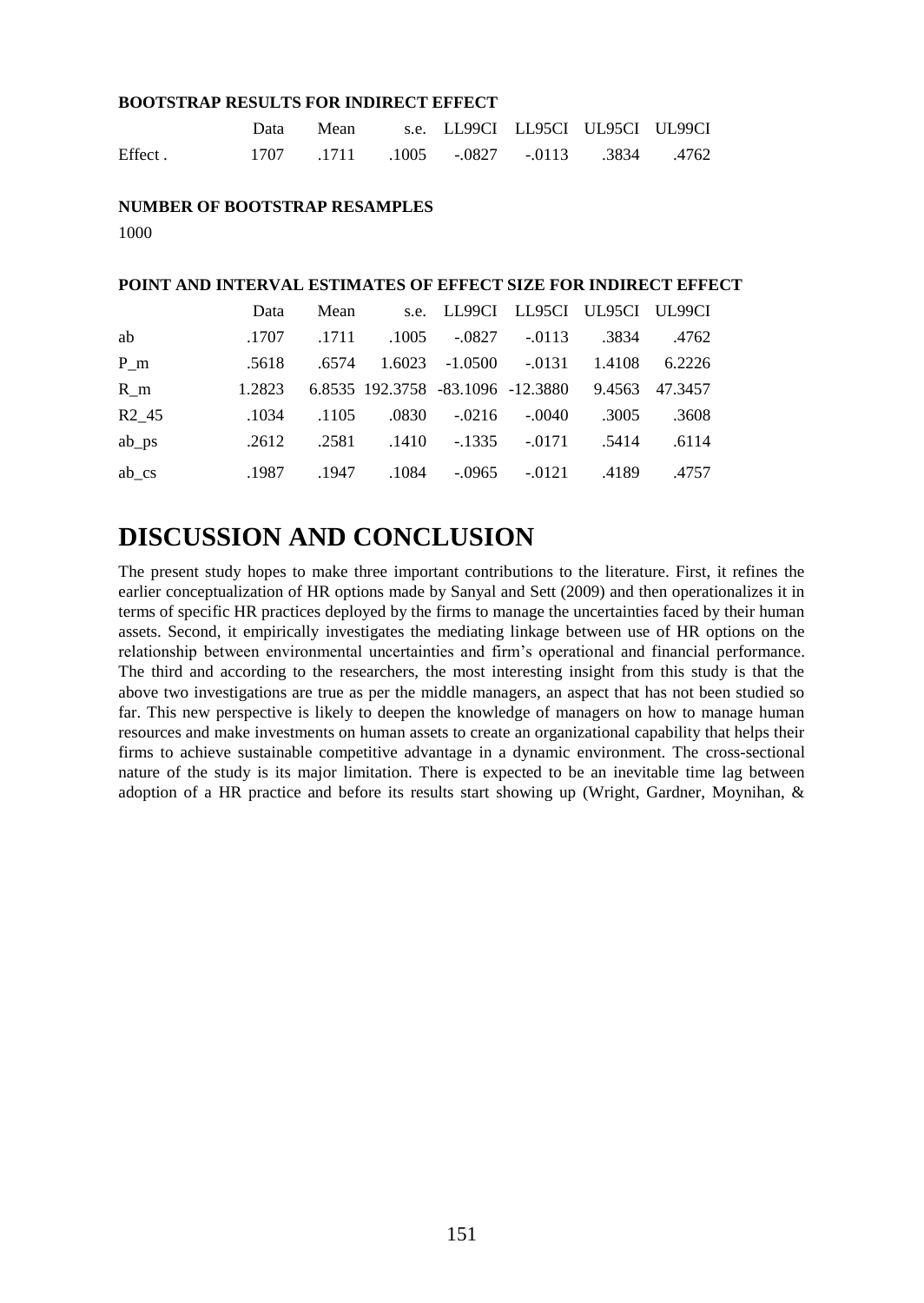**BOOTSTRAP RESULTS FOR INDIRECT EFFECT**

| | Data | Mean | s.e. | LL99CI | LL95CI | UL95CI | UL99CI |
|---|---|---|---|---|---|---|---|
| Effect . | 1707 | .1711 | .1005 | -.0827 | -.0113 | .3834 | .4762 |

**NUMBER OF BOOTSTRAP RESAMPLES**

1000

**POINT AND INTERVAL ESTIMATES OF EFFECT SIZE FOR INDIRECT EFFECT**

| | Data | Mean | s.e. | LL99CI | LL95CI | UL95CI | UL99CI |
|---|---|---|---|---|---|---|---|
| ab | .1707 | .1711 | .1005 | -.0827 | -.0113 | .3834 | .4762 |
| P_m | .5618 | .6574 | 1.6023 | -1.0500 | -.0131 | 1.4108 | 6.2226 |
| R_m | 1.2823 | 6.8535 | 192.3758 | -83.1096 | -12.3880 | 9.4563 | 47.3457 |
| R2_45 | .1034 | .1105 | .0830 | -.0216 | -.0040 | .3005 | .3608 |
| ab_ps | .2612 | .2581 | .1410 | -.1335 | -.0171 | .5414 | .6114 |
| ab_cs | .1987 | .1947 | .1084 | -.0965 | -.0121 | .4189 | .4757 |

# DISCUSSION AND CONCLUSION

The present study hopes to make three important contributions to the literature. First, it refines the earlier conceptualization of HR options made by Sanyal and Sett (2009) and then operationalizes it in terms of specific HR practices deployed by the firms to manage the uncertainties faced by their human assets. Second, it empirically investigates the mediating linkage between use of HR options on the relationship between environmental uncertainties and firm's operational and financial performance. The third and according to the researchers, the most interesting insight from this study is that the above two investigations are true as per the middle managers, an aspect that has not been studied so far. This new perspective is likely to deepen the knowledge of managers on how to manage human resources and make investments on human assets to create an organizational capability that helps their firms to achieve sustainable competitive advantage in a dynamic environment. The cross-sectional nature of the study is its major limitation. There is expected to be an inevitable time lag between adoption of a HR practice and before its results start showing up (Wright, Gardner, Moynihan, &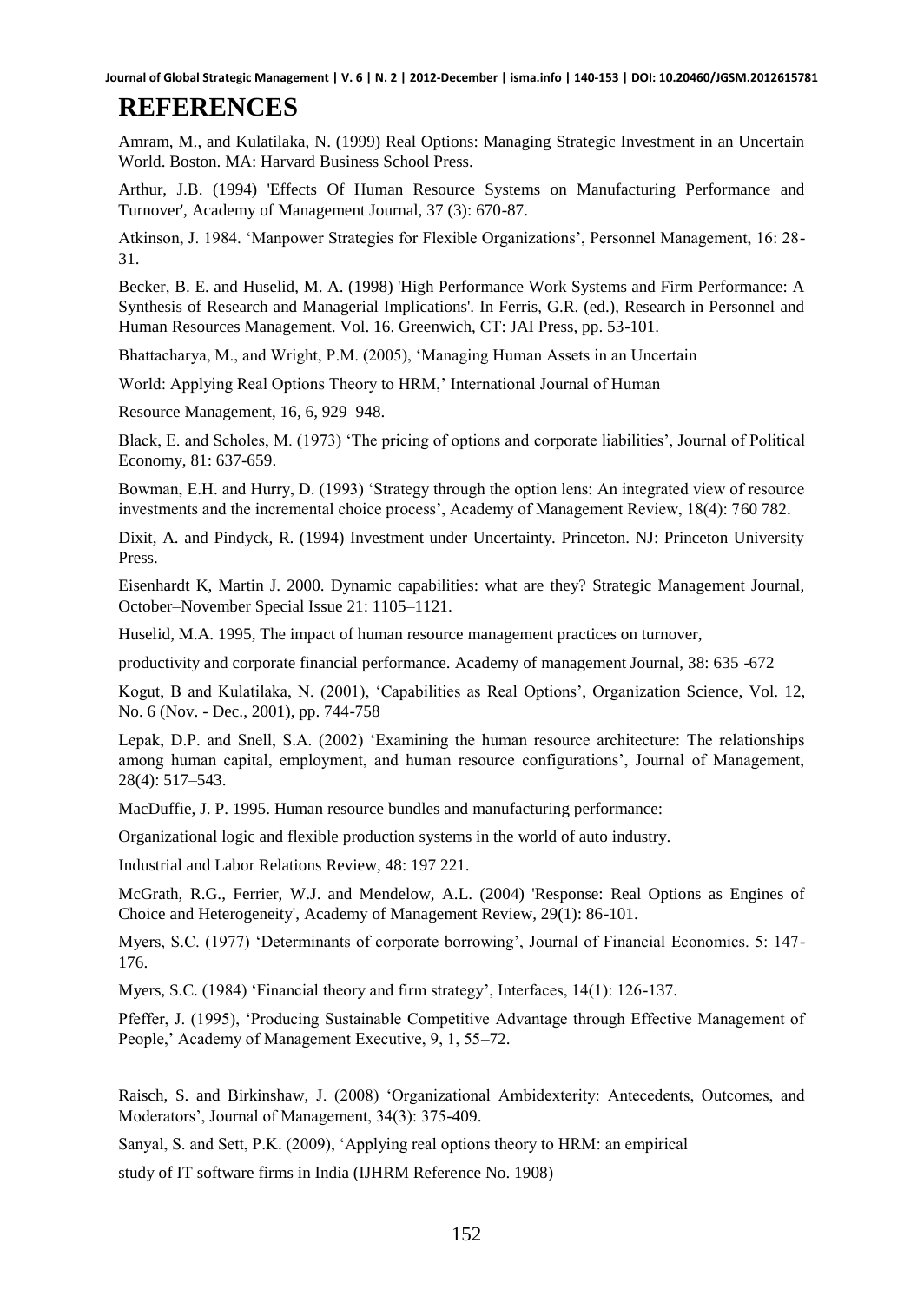# REFERENCES

Amram, M., and Kulatilaka, N. (1999) Real Options: Managing Strategic Investment in an Uncertain World. Boston. MA: Harvard Business School Press.

Arthur, J.B. (1994) 'Effects Of Human Resource Systems on Manufacturing Performance and Turnover', Academy of Management Journal, 37 (3): 670-87.

Atkinson, J. 1984. 'Manpower Strategies for Flexible Organizations', Personnel Management, 16: 28-31.

Becker, B. E. and Huselid, M. A. (1998) 'High Performance Work Systems and Firm Performance: A Synthesis of Research and Managerial Implications'. In Ferris, G.R. (ed.), Research in Personnel and Human Resources Management. Vol. 16. Greenwich, CT: JAI Press, pp. 53-101.

Bhattacharya, M., and Wright, P.M. (2005), 'Managing Human Assets in an Uncertain

World: Applying Real Options Theory to HRM,' International Journal of Human

Resource Management, 16, 6, 929–948.

Black, E. and Scholes, M. (1973) 'The pricing of options and corporate liabilities', Journal of Political Economy, 81: 637-659.

Bowman, E.H. and Hurry, D. (1993) 'Strategy through the option lens: An integrated view of resource investments and the incremental choice process', Academy of Management Review, 18(4): 760 782.

Dixit, A. and Pindyck, R. (1994) Investment under Uncertainty. Princeton. NJ: Princeton University Press.

Eisenhardt K, Martin J. 2000. Dynamic capabilities: what are they? Strategic Management Journal, October–November Special Issue 21: 1105–1121.

Huselid, M.A. 1995, The impact of human resource management practices on turnover,

productivity and corporate financial performance. Academy of management Journal, 38: 635 -672

Kogut, B and Kulatilaka, N. (2001), 'Capabilities as Real Options', Organization Science, Vol. 12, No. 6 (Nov. - Dec., 2001), pp. 744-758

Lepak, D.P. and Snell, S.A. (2002) 'Examining the human resource architecture: The relationships among human capital, employment, and human resource configurations', Journal of Management, 28(4): 517–543.

MacDuffie, J. P. 1995. Human resource bundles and manufacturing performance:

Organizational logic and flexible production systems in the world of auto industry.

Industrial and Labor Relations Review, 48: 197 221.

McGrath, R.G., Ferrier, W.J. and Mendelow, A.L. (2004) 'Response: Real Options as Engines of Choice and Heterogeneity', Academy of Management Review, 29(1): 86-101.

Myers, S.C. (1977) 'Determinants of corporate borrowing', Journal of Financial Economics. 5: 147-176.

Myers, S.C. (1984) 'Financial theory and firm strategy', Interfaces, 14(1): 126-137.

Pfeffer, J. (1995), 'Producing Sustainable Competitive Advantage through Effective Management of People,' Academy of Management Executive, 9, 1, 55–72.

Raisch, S. and Birkinshaw, J. (2008) 'Organizational Ambidexterity: Antecedents, Outcomes, and Moderators', Journal of Management, 34(3): 375-409.

Sanyal, S. and Sett, P.K. (2009), 'Applying real options theory to HRM: an empirical

study of IT software firms in India (IJHRM Reference No. 1908)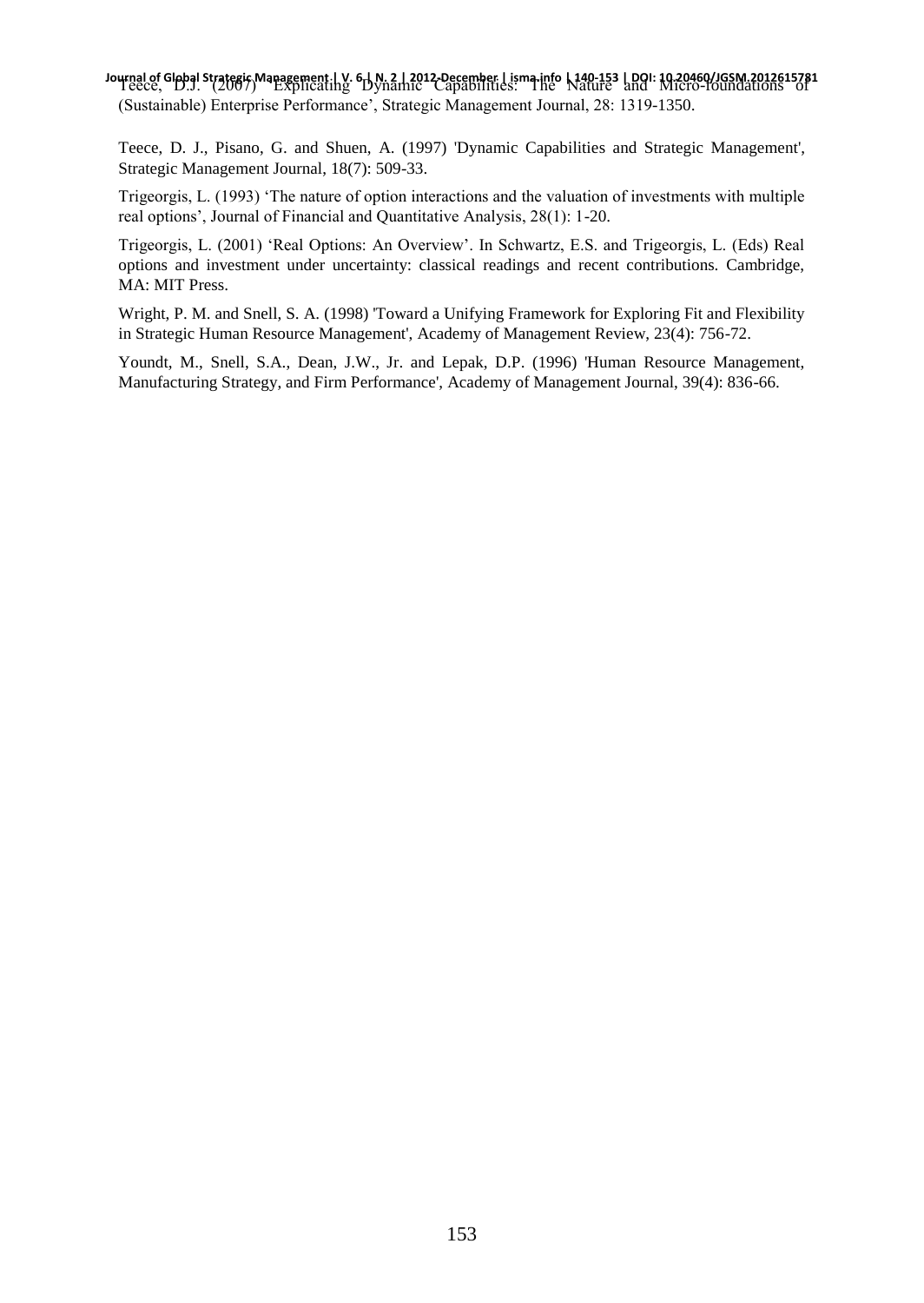Teece, D.J. (2007) 'Explicating Dynamic Capabilities: The Nature and Micro-foundations of (Sustainable) Enterprise Performance', Strategic Management Journal, 28: 1319-1350.

Teece, D. J., Pisano, G. and Shuen, A. (1997) 'Dynamic Capabilities and Strategic Management', Strategic Management Journal, 18(7): 509-33.

Trigeorgis, L. (1993) 'The nature of option interactions and the valuation of investments with multiple real options', Journal of Financial and Quantitative Analysis, 28(1): 1-20.

Trigeorgis, L. (2001) 'Real Options: An Overview'. In Schwartz, E.S. and Trigeorgis, L. (Eds) Real options and investment under uncertainty: classical readings and recent contributions. Cambridge, MA: MIT Press.

Wright, P. M. and Snell, S. A. (1998) 'Toward a Unifying Framework for Exploring Fit and Flexibility in Strategic Human Resource Management', Academy of Management Review, 23(4): 756-72.

Youndt, M., Snell, S.A., Dean, J.W., Jr. and Lepak, D.P. (1996) 'Human Resource Management, Manufacturing Strategy, and Firm Performance', Academy of Management Journal, 39(4): 836-66.